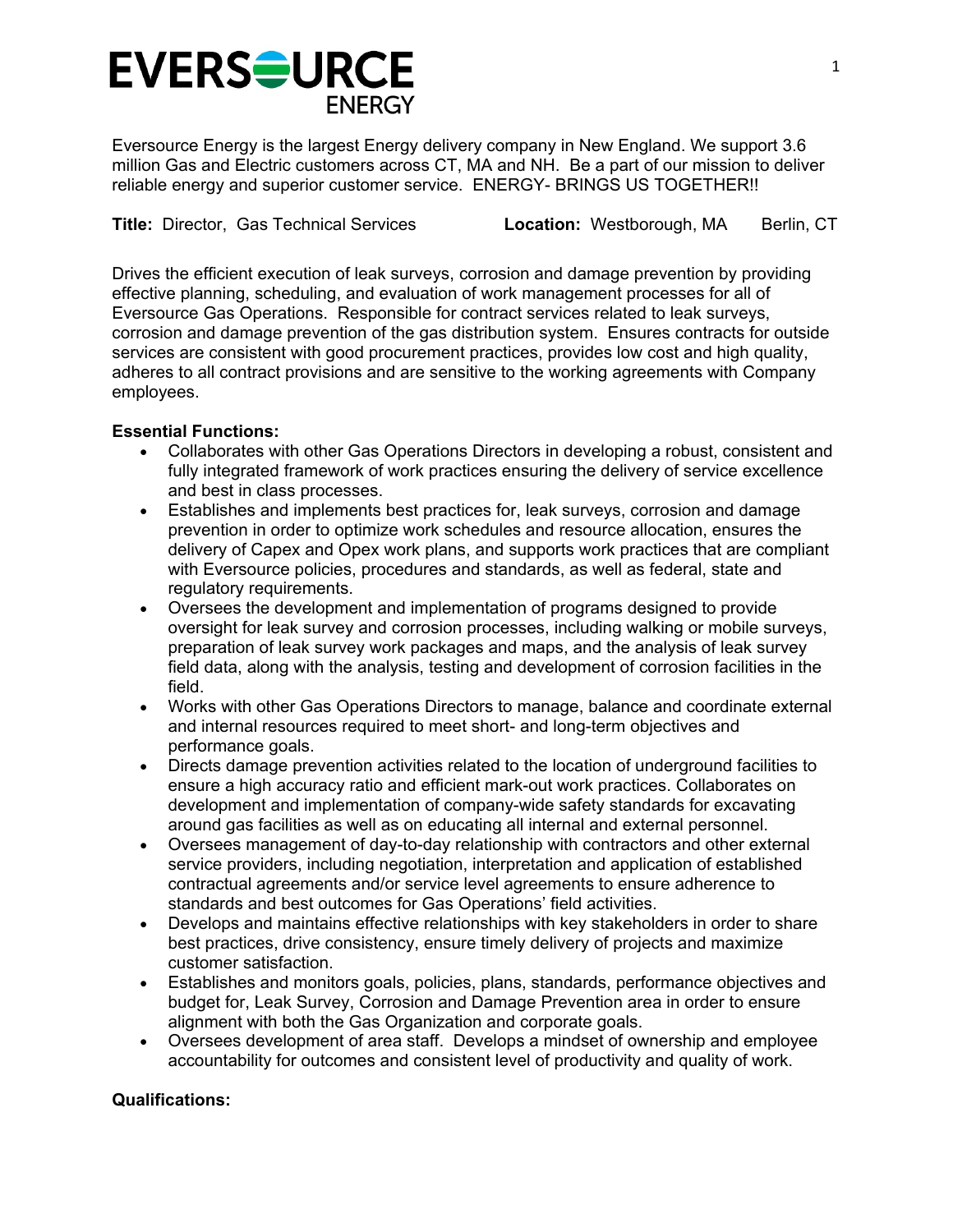EVERSOURCE ENERGY

Eversource Energy is the largest Energy delivery company in New England. We support 3.6 million Gas and Electric customers across CT, MA and NH. Be a part of our mission to deliver reliable energy and superior customer service. ENERGY- BRINGS US TOGETHER!!

**Title:** Director, Gas Technical Services **Location:** Westborough, MA Berlin, CT

Drives the efficient execution of leak surveys, corrosion and damage prevention by providing effective planning, scheduling, and evaluation of work management processes for all of Eversource Gas Operations. Responsible for contract services related to leak surveys, corrosion and damage prevention of the gas distribution system. Ensures contracts for outside services are consistent with good procurement practices, provides low cost and high quality, adheres to all contract provisions and are sensitive to the working agreements with Company employees.

**Essential Functions:**

- Collaborates with other Gas Operations Directors in developing a robust, consistent and fully integrated framework of work practices ensuring the delivery of service excellence and best in class processes.
- Establishes and implements best practices for, leak surveys, corrosion and damage prevention in order to optimize work schedules and resource allocation, ensures the delivery of Capex and Opex work plans, and supports work practices that are compliant with Eversource policies, procedures and standards, as well as federal, state and regulatory requirements.
- Oversees the development and implementation of programs designed to provide oversight for leak survey and corrosion processes, including walking or mobile surveys, preparation of leak survey work packages and maps, and the analysis of leak survey field data, along with the analysis, testing and development of corrosion facilities in the field.
- Works with other Gas Operations Directors to manage, balance and coordinate external and internal resources required to meet short- and long-term objectives and performance goals.
- Directs damage prevention activities related to the location of underground facilities to ensure a high accuracy ratio and efficient mark-out work practices. Collaborates on development and implementation of company-wide safety standards for excavating around gas facilities as well as on educating all internal and external personnel.
- Oversees management of day-to-day relationship with contractors and other external service providers, including negotiation, interpretation and application of established contractual agreements and/or service level agreements to ensure adherence to standards and best outcomes for Gas Operations' field activities.
- Develops and maintains effective relationships with key stakeholders in order to share best practices, drive consistency, ensure timely delivery of projects and maximize customer satisfaction.
- Establishes and monitors goals, policies, plans, standards, performance objectives and budget for, Leak Survey, Corrosion and Damage Prevention area in order to ensure alignment with both the Gas Organization and corporate goals.
- Oversees development of area staff. Develops a mindset of ownership and employee accountability for outcomes and consistent level of productivity and quality of work.

**Qualifications:**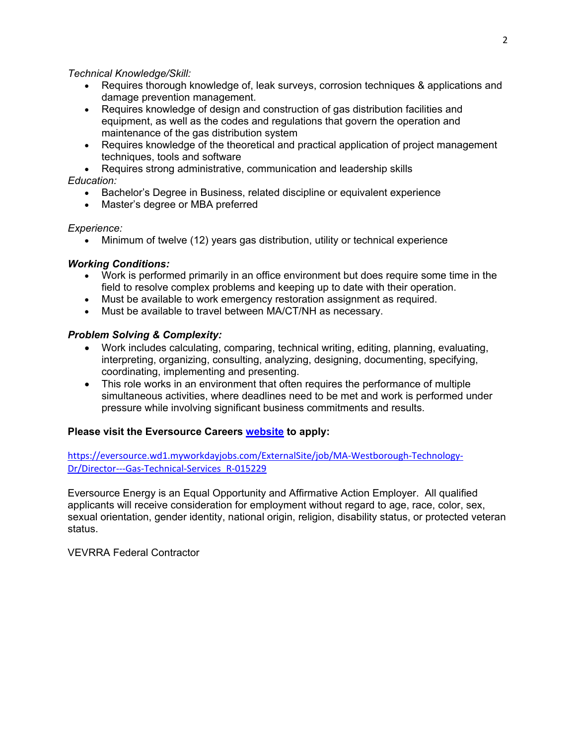*Technical Knowledge/Skill:*

- Requires thorough knowledge of, leak surveys, corrosion techniques & applications and damage prevention management.
- Requires knowledge of design and construction of gas distribution facilities and equipment, as well as the codes and regulations that govern the operation and maintenance of the gas distribution system
- Requires knowledge of the theoretical and practical application of project management techniques, tools and software
- Requires strong administrative, communication and leadership skills

*Education:*

- Bachelor's Degree in Business, related discipline or equivalent experience
- Master's degree or MBA preferred

*Experience:*

- Minimum of twelve (12) years gas distribution, utility or technical experience

***Working Conditions:***

- Work is performed primarily in an office environment but does require some time in the field to resolve complex problems and keeping up to date with their operation.
- Must be available to work emergency restoration assignment as required.
- Must be available to travel between MA/CT/NH as necessary.

***Problem Solving & Complexity:***

- Work includes calculating, comparing, technical writing, editing, planning, evaluating, interpreting, organizing, consulting, analyzing, designing, documenting, specifying, coordinating, implementing and presenting.
- This role works in an environment that often requires the performance of multiple simultaneous activities, where deadlines need to be met and work is performed under pressure while involving significant business commitments and results.

**Please visit the Eversource Careers [website](https://eversource.wd1.myworkdayjobs.com/ExternalSite/job/MA-Westborough-Technology-Dr/Director---Gas-Technical-Services_R-015229) to apply:**

https://eversource.wd1.myworkdayjobs.com/ExternalSite/job/MA-Westborough-Technology-Dr/Director---Gas-Technical-Services_R-015229

Eversource Energy is an Equal Opportunity and Affirmative Action Employer. All qualified applicants will receive consideration for employment without regard to age, race, color, sex, sexual orientation, gender identity, national origin, religion, disability status, or protected veteran status.

VEVRRA Federal Contractor